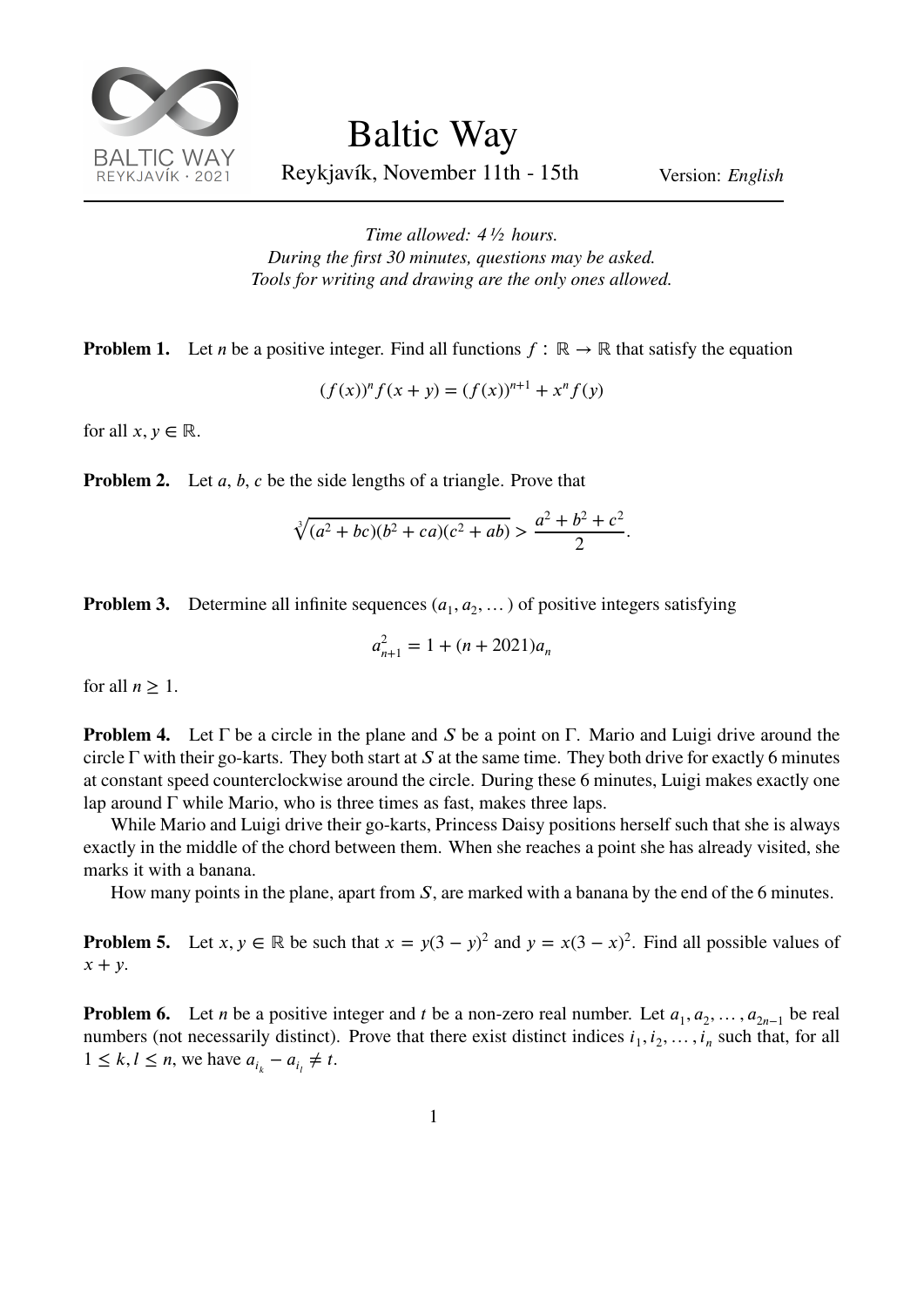# Baltic Way

Reykjavík, November 11th - 15th

Version: *English*

*Time allowed: 4 ½ hours.*
*During the first 30 minutes, questions may be asked.*
*Tools for writing and drawing are the only ones allowed.*

**Problem 1.** Let $n$ be a positive integer. Find all functions $f : \mathbb{R} \to \mathbb{R}$ that satisfy the equation

$$(f(x))^n f(x+y) = (f(x))^{n+1} + x^n f(y)$$

for all $x, y \in \mathbb{R}$.

**Problem 2.** Let $a$, $b$, $c$ be the side lengths of a triangle. Prove that

$$\sqrt[3]{(a^2+bc)(b^2+ca)(c^2+ab)} > \frac{a^2+b^2+c^2}{2}.$$

**Problem 3.** Determine all infinite sequences $(a_1, a_2, \dots)$ of positive integers satisfying

$$a_{n+1}^2 = 1 + (n+2021)a_n$$

for all $n \geq 1$.

**Problem 4.** Let $\Gamma$ be a circle in the plane and $S$ be a point on $\Gamma$. Mario and Luigi drive around the circle $\Gamma$ with their go-karts. They both start at $S$ at the same time. They both drive for exactly 6 minutes at constant speed counterclockwise around the circle. During these 6 minutes, Luigi makes exactly one lap around $\Gamma$ while Mario, who is three times as fast, makes three laps.

While Mario and Luigi drive their go-karts, Princess Daisy positions herself such that she is always exactly in the middle of the chord between them. When she reaches a point she has already visited, she marks it with a banana.

How many points in the plane, apart from $S$, are marked with a banana by the end of the 6 minutes.

**Problem 5.** Let $x, y \in \mathbb{R}$ be such that $x = y(3-y)^2$ and $y = x(3-x)^2$. Find all possible values of $x + y$.

**Problem 6.** Let $n$ be a positive integer and $t$ be a non-zero real number. Let $a_1, a_2, \dots, a_{2n-1}$ be real numbers (not necessarily distinct). Prove that there exist distinct indices $i_1, i_2, \dots, i_n$ such that, for all $1 \leq k, l \leq n$, we have $a_{i_k} - a_{i_l} \neq t$.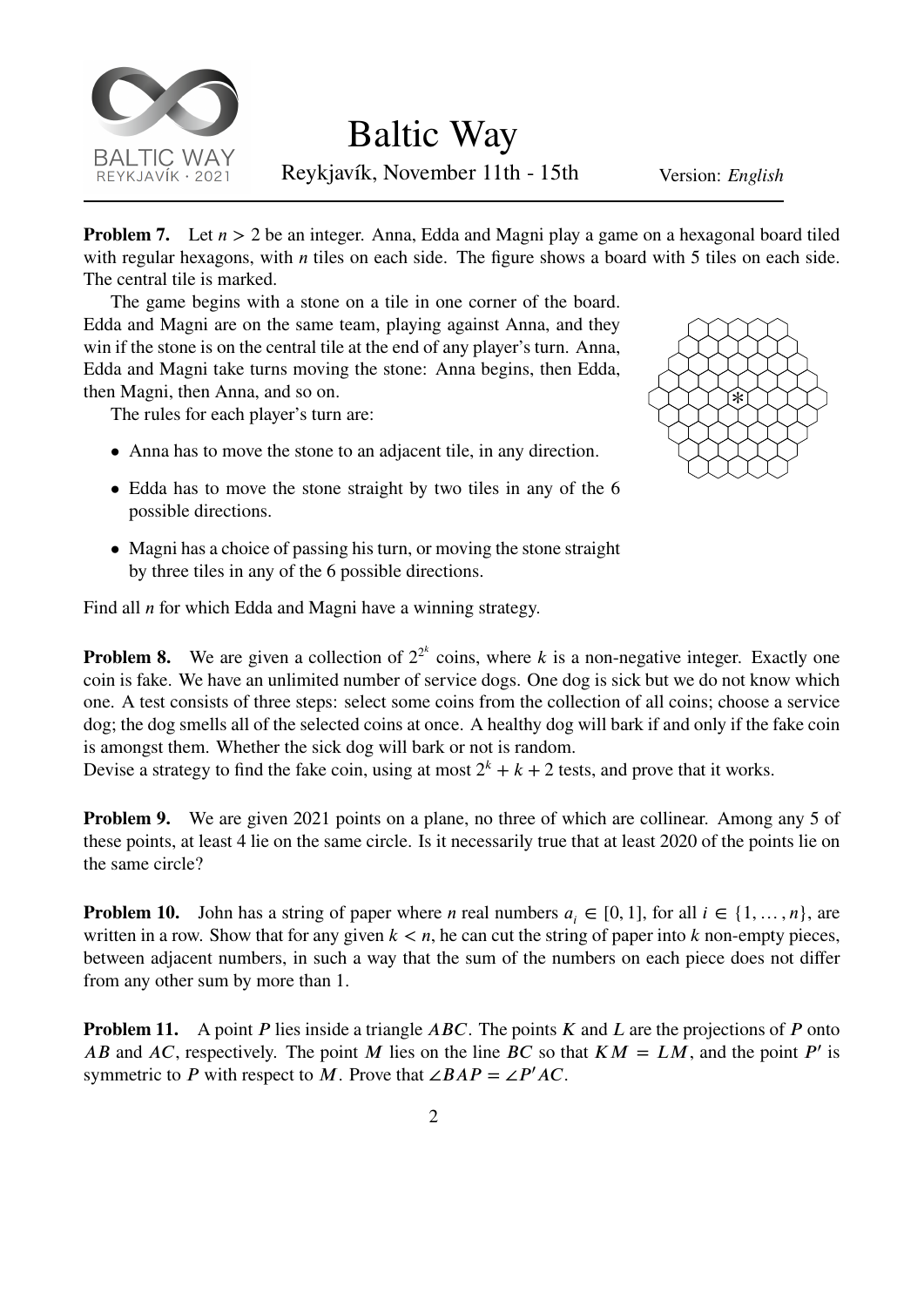**Problem 7.** Let $n > 2$ be an integer. Anna, Edda and Magni play a game on a hexagonal board tiled with regular hexagons, with $n$ tiles on each side. The figure shows a board with 5 tiles on each side. The central tile is marked.

The game begins with a stone on a tile in one corner of the board. Edda and Magni are on the same team, playing against Anna, and they win if the stone is on the central tile at the end of any player's turn. Anna, Edda and Magni take turns moving the stone: Anna begins, then Edda, then Magni, then Anna, and so on.

The rules for each player's turn are:

- Anna has to move the stone to an adjacent tile, in any direction.
- Edda has to move the stone straight by two tiles in any of the 6 possible directions.
- Magni has a choice of passing his turn, or moving the stone straight by three tiles in any of the 6 possible directions.

Find all $n$ for which Edda and Magni have a winning strategy.

**Problem 8.** We are given a collection of $2^{2^k}$ coins, where $k$ is a non-negative integer. Exactly one coin is fake. We have an unlimited number of service dogs. One dog is sick but we do not know which one. A test consists of three steps: select some coins from the collection of all coins; choose a service dog; the dog smells all of the selected coins at once. A healthy dog will bark if and only if the fake coin is amongst them. Whether the sick dog will bark or not is random.
Devise a strategy to find the fake coin, using at most $2^k + k + 2$ tests, and prove that it works.

**Problem 9.** We are given 2021 points on a plane, no three of which are collinear. Among any 5 of these points, at least 4 lie on the same circle. Is it necessarily true that at least 2020 of the points lie on the same circle?

**Problem 10.** John has a string of paper where $n$ real numbers $a_i \in [0, 1]$, for all $i \in \{1, \ldots, n\}$, are written in a row. Show that for any given $k < n$, he can cut the string of paper into $k$ non-empty pieces, between adjacent numbers, in such a way that the sum of the numbers on each piece does not differ from any other sum by more than 1.

**Problem 11.** A point $P$ lies inside a triangle $ABC$. The points $K$ and $L$ are the projections of $P$ onto $AB$ and $AC$, respectively. The point $M$ lies on the line $BC$ so that $KM = LM$, and the point $P'$ is symmetric to $P$ with respect to $M$. Prove that $\angle BAP = \angle P'AC$.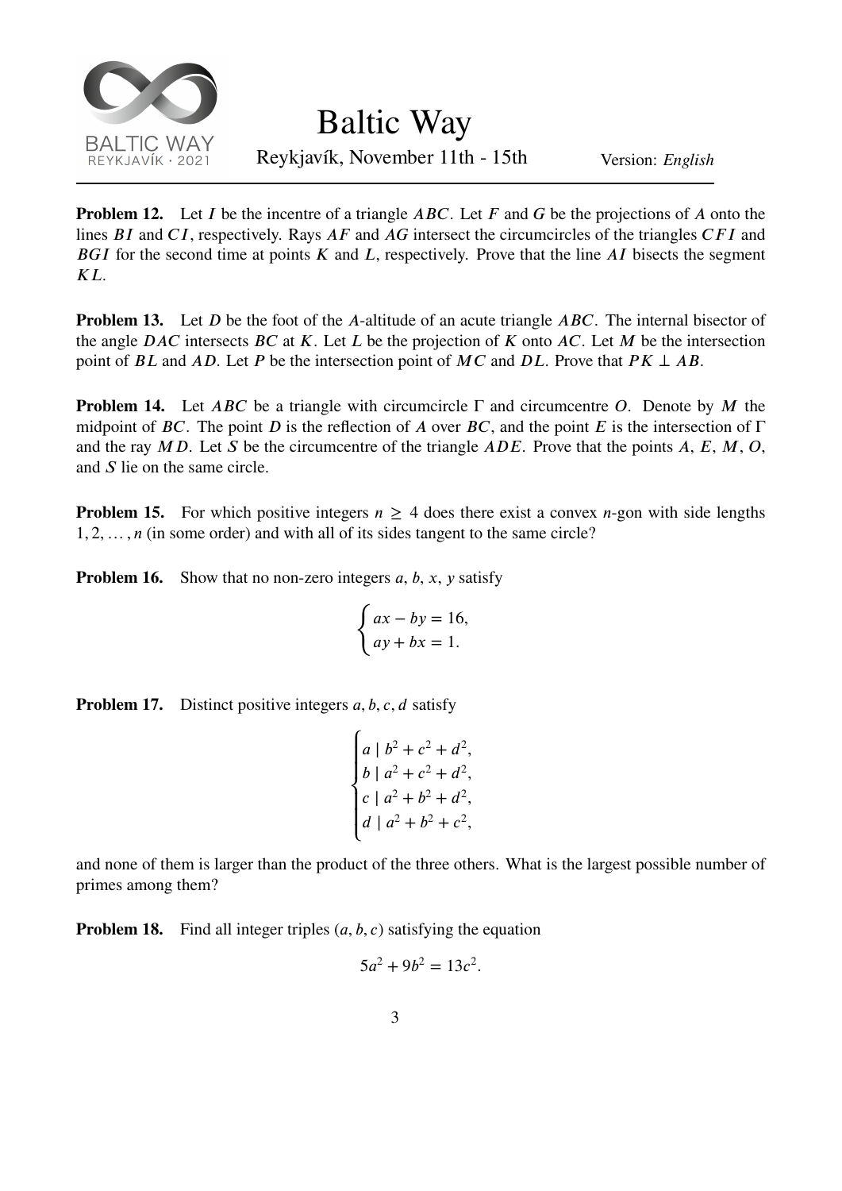**Problem 12.** Let $I$ be the incentre of a triangle $ABC$. Let $F$ and $G$ be the projections of $A$ onto the lines $BI$ and $CI$, respectively. Rays $AF$ and $AG$ intersect the circumcircles of the triangles $CFI$ and $BGI$ for the second time at points $K$ and $L$, respectively. Prove that the line $AI$ bisects the segment $KL$.

**Problem 13.** Let $D$ be the foot of the $A$-altitude of an acute triangle $ABC$. The internal bisector of the angle $DAC$ intersects $BC$ at $K$. Let $L$ be the projection of $K$ onto $AC$. Let $M$ be the intersection point of $BL$ and $AD$. Let $P$ be the intersection point of $MC$ and $DL$. Prove that $PK \perp AB$.

**Problem 14.** Let $ABC$ be a triangle with circumcircle $\Gamma$ and circumcentre $O$. Denote by $M$ the midpoint of $BC$. The point $D$ is the reflection of $A$ over $BC$, and the point $E$ is the intersection of $\Gamma$ and the ray $MD$. Let $S$ be the circumcentre of the triangle $ADE$. Prove that the points $A$, $E$, $M$, $O$, and $S$ lie on the same circle.

**Problem 15.** For which positive integers $n \geq 4$ does there exist a convex $n$-gon with side lengths $1, 2, \ldots, n$ (in some order) and with all of its sides tangent to the same circle?

**Problem 16.** Show that no non-zero integers $a$, $b$, $x$, $y$ satisfy

$$\begin{cases} ax - by = 16, \\ ay + bx = 1. \end{cases}$$

**Problem 17.** Distinct positive integers $a, b, c, d$ satisfy

$$\begin{cases} a \mid b^2 + c^2 + d^2, \\ b \mid a^2 + c^2 + d^2, \\ c \mid a^2 + b^2 + d^2, \\ d \mid a^2 + b^2 + c^2, \end{cases}$$

and none of them is larger than the product of the three others. What is the largest possible number of primes among them?

**Problem 18.** Find all integer triples $(a, b, c)$ satisfying the equation

$$5a^2 + 9b^2 = 13c^2.$$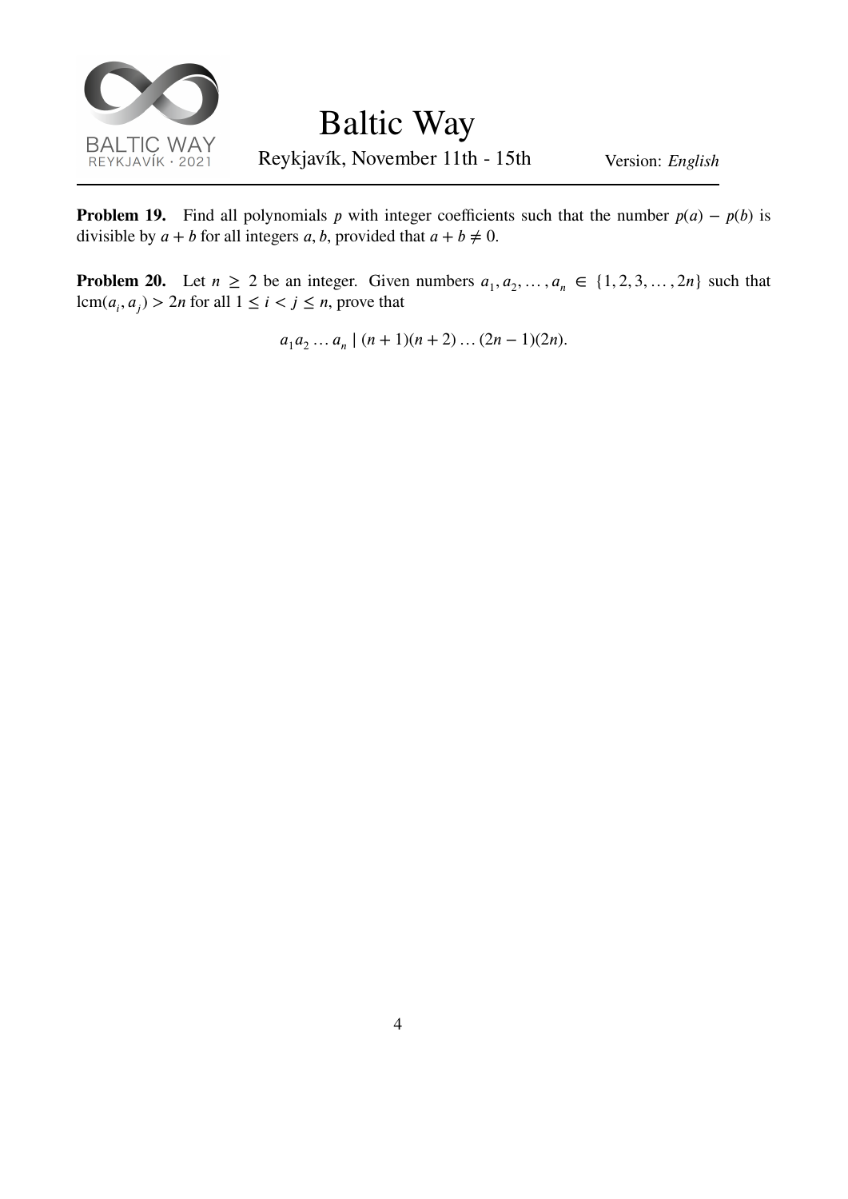**Problem 19.** Find all polynomials $p$ with integer coefficients such that the number $p(a) - p(b)$ is divisible by $a + b$ for all integers $a, b$, provided that $a + b \neq 0$.

**Problem 20.** Let $n \geq 2$ be an integer. Given numbers $a_1, a_2, \ldots, a_n \in \{1, 2, 3, \ldots, 2n\}$ such that $\operatorname{lcm}(a_i, a_j) > 2n$ for all $1 \leq i < j \leq n$, prove that

$$a_1 a_2 \ldots a_n \mid (n+1)(n+2) \ldots (2n-1)(2n).$$